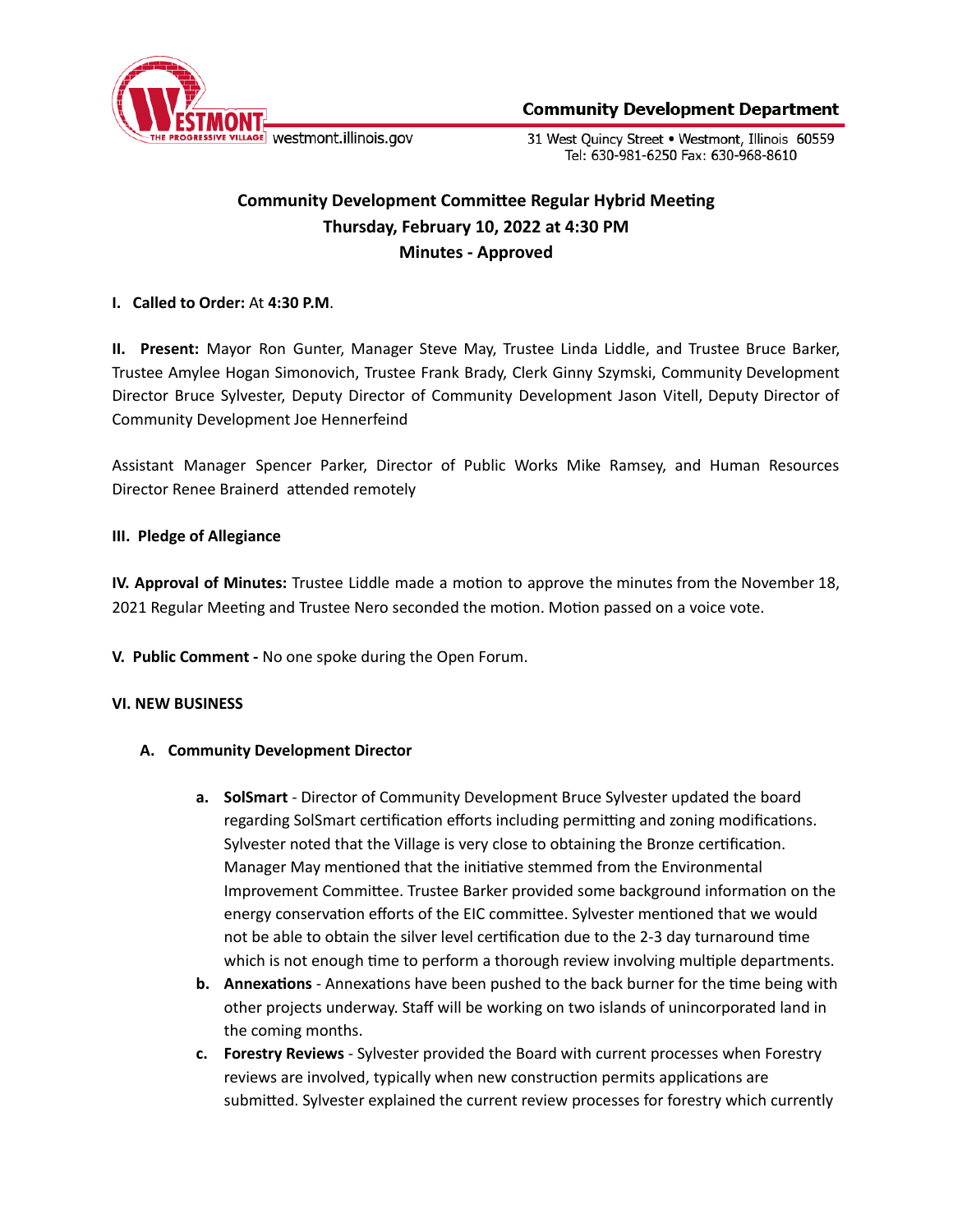Community Development Department

westmont.illinois.gov

31 West Quincy Street • Westmont, Illinois 60559
Tel: 630-981-6250 Fax: 630-968-8610

# Community Development Committee Regular Hybrid Meeting
## Thursday, February 10, 2022 at 4:30 PM
## Minutes - Approved

**I. Called to Order:** At **4:30 P.M**.

**II. Present:** Mayor Ron Gunter, Manager Steve May, Trustee Linda Liddle, and Trustee Bruce Barker, Trustee Amylee Hogan Simonovich, Trustee Frank Brady, Clerk Ginny Szymski, Community Development Director Bruce Sylvester, Deputy Director of Community Development Jason Vitell, Deputy Director of Community Development Joe Hennerfeind

Assistant Manager Spencer Parker, Director of Public Works Mike Ramsey, and Human Resources Director Renee Brainerd attended remotely

**III. Pledge of Allegiance**

**IV. Approval of Minutes:** Trustee Liddle made a motion to approve the minutes from the November 18, 2021 Regular Meeting and Trustee Nero seconded the motion. Motion passed on a voice vote.

**V. Public Comment -** No one spoke during the Open Forum.

**VI. NEW BUSINESS**

**A. Community Development Director**

- **a. SolSmart** - Director of Community Development Bruce Sylvester updated the board regarding SolSmart certification efforts including permitting and zoning modifications. Sylvester noted that the Village is very close to obtaining the Bronze certification. Manager May mentioned that the initiative stemmed from the Environmental Improvement Committee. Trustee Barker provided some background information on the energy conservation efforts of the EIC committee. Sylvester mentioned that we would not be able to obtain the silver level certification due to the 2-3 day turnaround time which is not enough time to perform a thorough review involving multiple departments.
- **b. Annexations** - Annexations have been pushed to the back burner for the time being with other projects underway. Staff will be working on two islands of unincorporated land in the coming months.
- **c. Forestry Reviews** - Sylvester provided the Board with current processes when Forestry reviews are involved, typically when new construction permits applications are submitted. Sylvester explained the current review processes for forestry which currently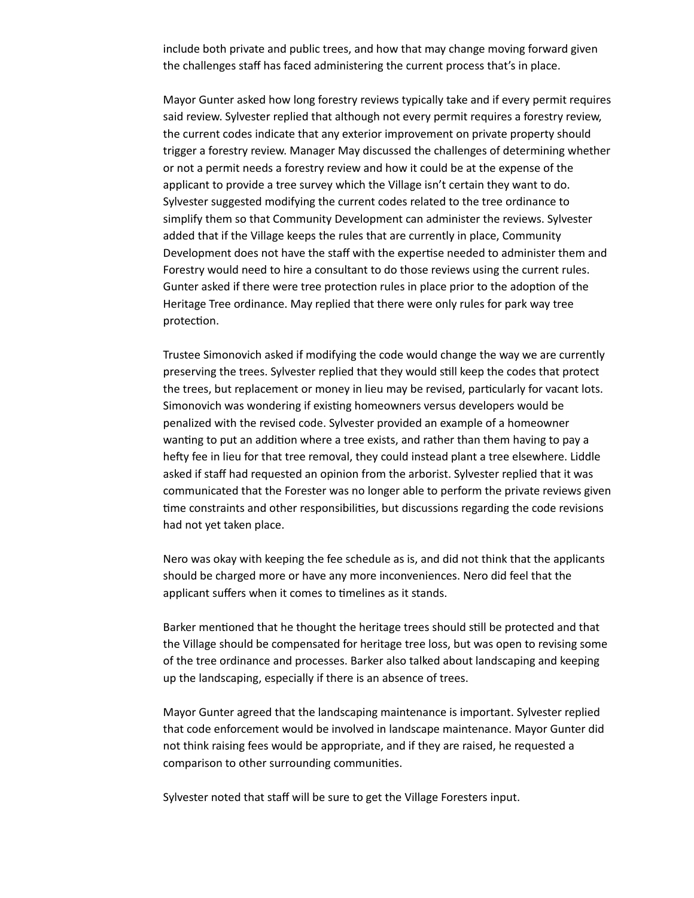include both private and public trees, and how that may change moving forward given the challenges staff has faced administering the current process that's in place.

Mayor Gunter asked how long forestry reviews typically take and if every permit requires said review. Sylvester replied that although not every permit requires a forestry review, the current codes indicate that any exterior improvement on private property should trigger a forestry review. Manager May discussed the challenges of determining whether or not a permit needs a forestry review and how it could be at the expense of the applicant to provide a tree survey which the Village isn't certain they want to do. Sylvester suggested modifying the current codes related to the tree ordinance to simplify them so that Community Development can administer the reviews. Sylvester added that if the Village keeps the rules that are currently in place, Community Development does not have the staff with the expertise needed to administer them and Forestry would need to hire a consultant to do those reviews using the current rules. Gunter asked if there were tree protection rules in place prior to the adoption of the Heritage Tree ordinance. May replied that there were only rules for park way tree protection.

Trustee Simonovich asked if modifying the code would change the way we are currently preserving the trees. Sylvester replied that they would still keep the codes that protect the trees, but replacement or money in lieu may be revised, particularly for vacant lots. Simonovich was wondering if existing homeowners versus developers would be penalized with the revised code. Sylvester provided an example of a homeowner wanting to put an addition where a tree exists, and rather than them having to pay a hefty fee in lieu for that tree removal, they could instead plant a tree elsewhere. Liddle asked if staff had requested an opinion from the arborist. Sylvester replied that it was communicated that the Forester was no longer able to perform the private reviews given time constraints and other responsibilities, but discussions regarding the code revisions had not yet taken place.

Nero was okay with keeping the fee schedule as is, and did not think that the applicants should be charged more or have any more inconveniences. Nero did feel that the applicant suffers when it comes to timelines as it stands.

Barker mentioned that he thought the heritage trees should still be protected and that the Village should be compensated for heritage tree loss, but was open to revising some of the tree ordinance and processes. Barker also talked about landscaping and keeping up the landscaping, especially if there is an absence of trees.

Mayor Gunter agreed that the landscaping maintenance is important. Sylvester replied that code enforcement would be involved in landscape maintenance. Mayor Gunter did not think raising fees would be appropriate, and if they are raised, he requested a comparison to other surrounding communities.

Sylvester noted that staff will be sure to get the Village Foresters input.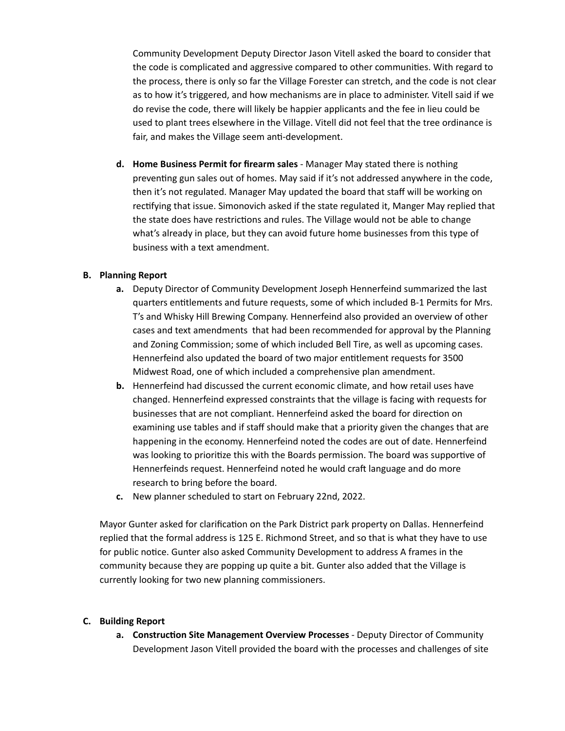Community Development Deputy Director Jason Vitell asked the board to consider that the code is complicated and aggressive compared to other communities. With regard to the process, there is only so far the Village Forester can stretch, and the code is not clear as to how it's triggered, and how mechanisms are in place to administer. Vitell said if we do revise the code, there will likely be happier applicants and the fee in lieu could be used to plant trees elsewhere in the Village. Vitell did not feel that the tree ordinance is fair, and makes the Village seem anti-development.

d. **Home Business Permit for firearm sales** - Manager May stated there is nothing preventing gun sales out of homes. May said if it's not addressed anywhere in the code, then it's not regulated. Manager May updated the board that staff will be working on rectifying that issue. Simonovich asked if the state regulated it, Manger May replied that the state does have restrictions and rules. The Village would not be able to change what's already in place, but they can avoid future home businesses from this type of business with a text amendment.

**B. Planning Report**

a. Deputy Director of Community Development Joseph Hennerfeind summarized the last quarters entitlements and future requests, some of which included B-1 Permits for Mrs. T's and Whisky Hill Brewing Company. Hennerfeind also provided an overview of other cases and text amendments that had been recommended for approval by the Planning and Zoning Commission; some of which included Bell Tire, as well as upcoming cases. Hennerfeind also updated the board of two major entitlement requests for 3500 Midwest Road, one of which included a comprehensive plan amendment.

b. Hennerfeind had discussed the current economic climate, and how retail uses have changed. Hennerfeind expressed constraints that the village is facing with requests for businesses that are not compliant. Hennerfeind asked the board for direction on examining use tables and if staff should make that a priority given the changes that are happening in the economy. Hennerfeind noted the codes are out of date. Hennerfeind was looking to prioritize this with the Boards permission. The board was supportive of Hennerfeinds request. Hennerfeind noted he would craft language and do more research to bring before the board.

c. New planner scheduled to start on February 22nd, 2022.

Mayor Gunter asked for clarification on the Park District park property on Dallas. Hennerfeind replied that the formal address is 125 E. Richmond Street, and so that is what they have to use for public notice. Gunter also asked Community Development to address A frames in the community because they are popping up quite a bit. Gunter also added that the Village is currently looking for two new planning commissioners.

**C. Building Report**

a. **Construction Site Management Overview Processes** - Deputy Director of Community Development Jason Vitell provided the board with the processes and challenges of site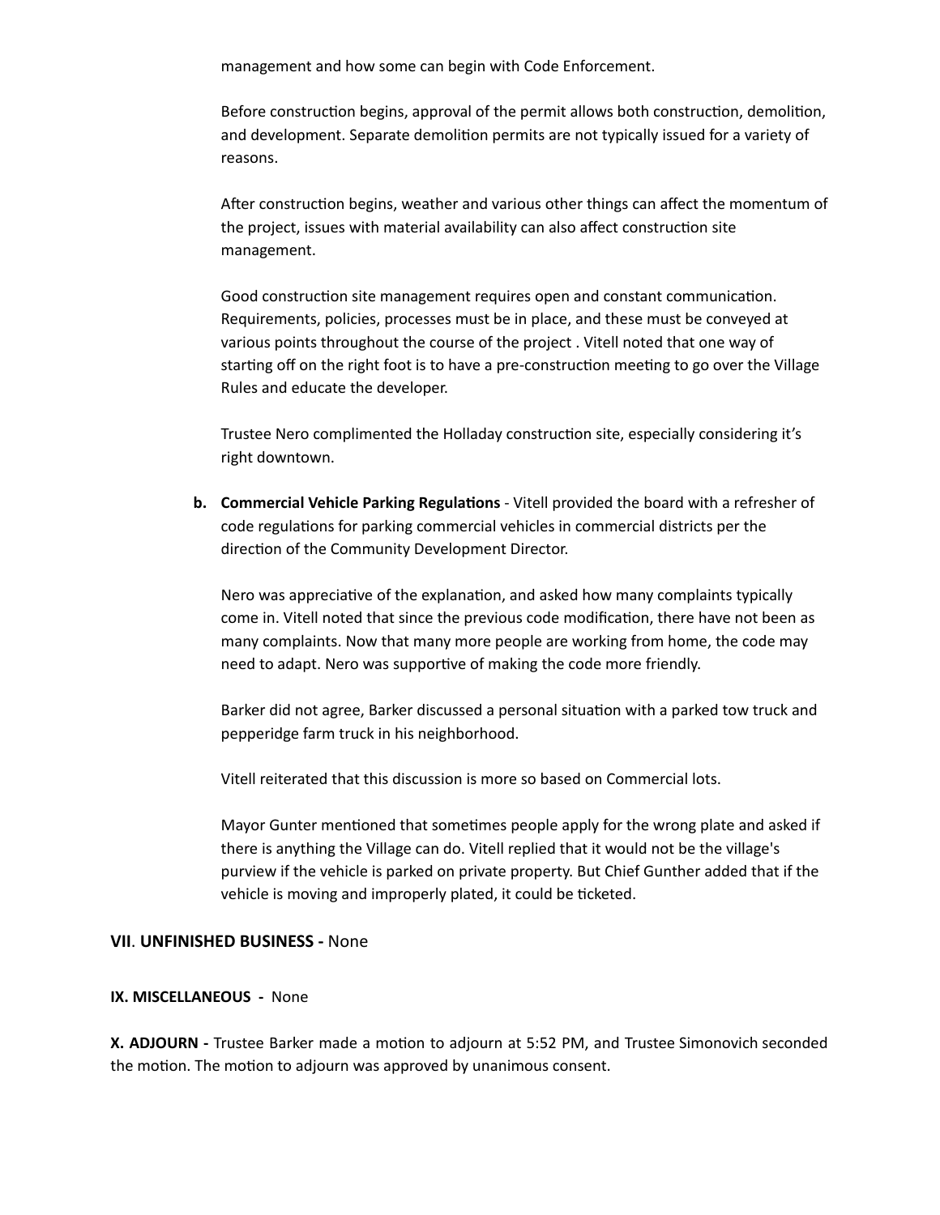management and how some can begin with Code Enforcement.

Before construction begins, approval of the permit allows both construction, demolition, and development. Separate demolition permits are not typically issued for a variety of reasons.

After construction begins, weather and various other things can affect the momentum of the project, issues with material availability can also affect construction site management.

Good construction site management requires open and constant communication. Requirements, policies, processes must be in place, and these must be conveyed at various points throughout the course of the project . Vitell noted that one way of starting off on the right foot is to have a pre-construction meeting to go over the Village Rules and educate the developer.

Trustee Nero complimented the Holladay construction site, especially considering it's right downtown.

**b. Commercial Vehicle Parking Regulations** - Vitell provided the board with a refresher of code regulations for parking commercial vehicles in commercial districts per the direction of the Community Development Director.

Nero was appreciative of the explanation, and asked how many complaints typically come in. Vitell noted that since the previous code modification, there have not been as many complaints. Now that many more people are working from home, the code may need to adapt. Nero was supportive of making the code more friendly.

Barker did not agree, Barker discussed a personal situation with a parked tow truck and pepperidge farm truck in his neighborhood.

Vitell reiterated that this discussion is more so based on Commercial lots.

Mayor Gunter mentioned that sometimes people apply for the wrong plate and asked if there is anything the Village can do. Vitell replied that it would not be the village's purview if the vehicle is parked on private property. But Chief Gunther added that if the vehicle is moving and improperly plated, it could be ticketed.

**VII**. **UNFINISHED BUSINESS -** None

**IX. MISCELLANEOUS -** None

**X. ADJOURN -** Trustee Barker made a motion to adjourn at 5:52 PM, and Trustee Simonovich seconded the motion. The motion to adjourn was approved by unanimous consent.